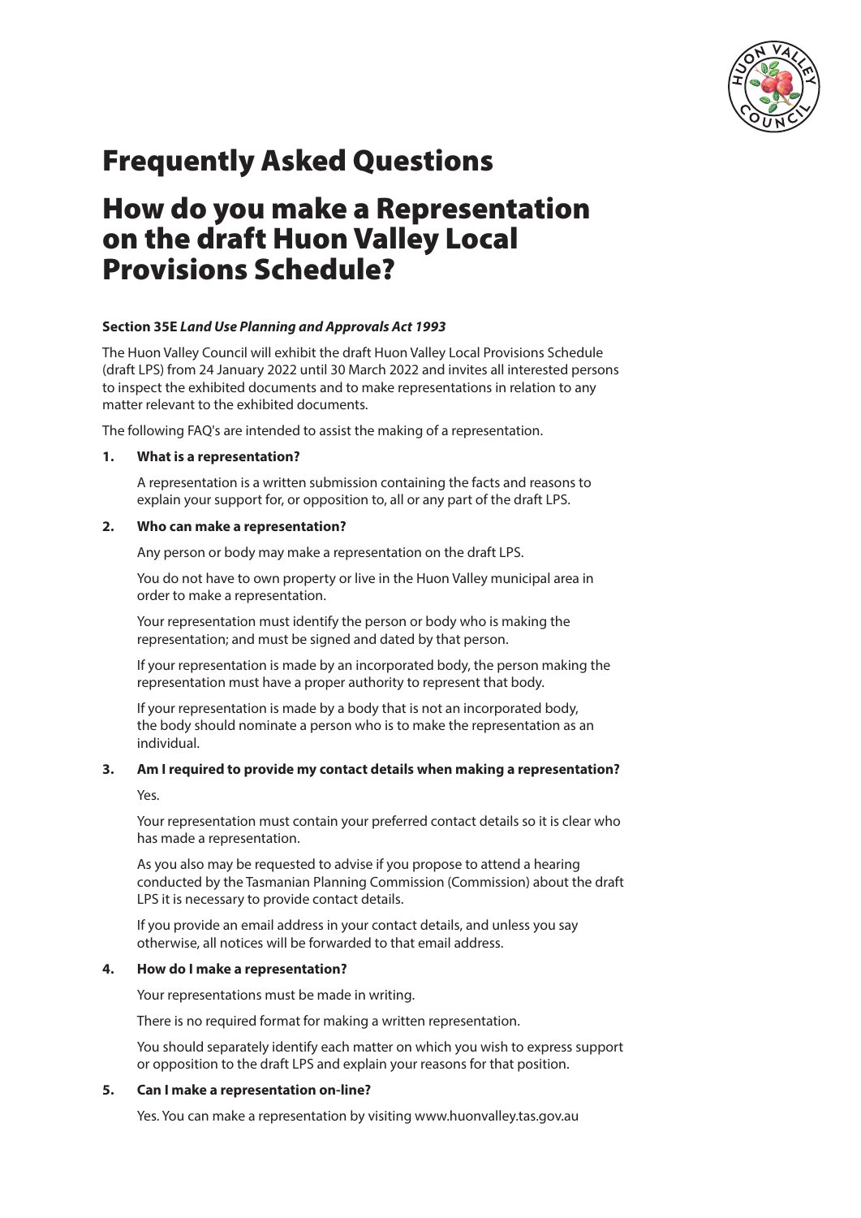# Frequently Asked Questions

# How do you make a Representation on the draft Huon Valley Local Provisions Schedule?

**Section 35E *Land Use Planning and Approvals Act 1993***

The Huon Valley Council will exhibit the draft Huon Valley Local Provisions Schedule (draft LPS) from 24 January 2022 until 30 March 2022 and invites all interested persons to inspect the exhibited documents and to make representations in relation to any matter relevant to the exhibited documents.

The following FAQ's are intended to assist the making of a representation.

**1. What is a representation?**

A representation is a written submission containing the facts and reasons to explain your support for, or opposition to, all or any part of the draft LPS.

**2. Who can make a representation?**

Any person or body may make a representation on the draft LPS.

You do not have to own property or live in the Huon Valley municipal area in order to make a representation.

Your representation must identify the person or body who is making the representation; and must be signed and dated by that person.

If your representation is made by an incorporated body, the person making the representation must have a proper authority to represent that body.

If your representation is made by a body that is not an incorporated body, the body should nominate a person who is to make the representation as an individual.

**3. Am I required to provide my contact details when making a representation?**

Yes.

Your representation must contain your preferred contact details so it is clear who has made a representation.

As you also may be requested to advise if you propose to attend a hearing conducted by the Tasmanian Planning Commission (Commission) about the draft LPS it is necessary to provide contact details.

If you provide an email address in your contact details, and unless you say otherwise, all notices will be forwarded to that email address.

**4. How do I make a representation?**

Your representations must be made in writing.

There is no required format for making a written representation.

You should separately identify each matter on which you wish to express support or opposition to the draft LPS and explain your reasons for that position.

**5. Can I make a representation on-line?**

Yes. You can make a representation by visiting www.huonvalley.tas.gov.au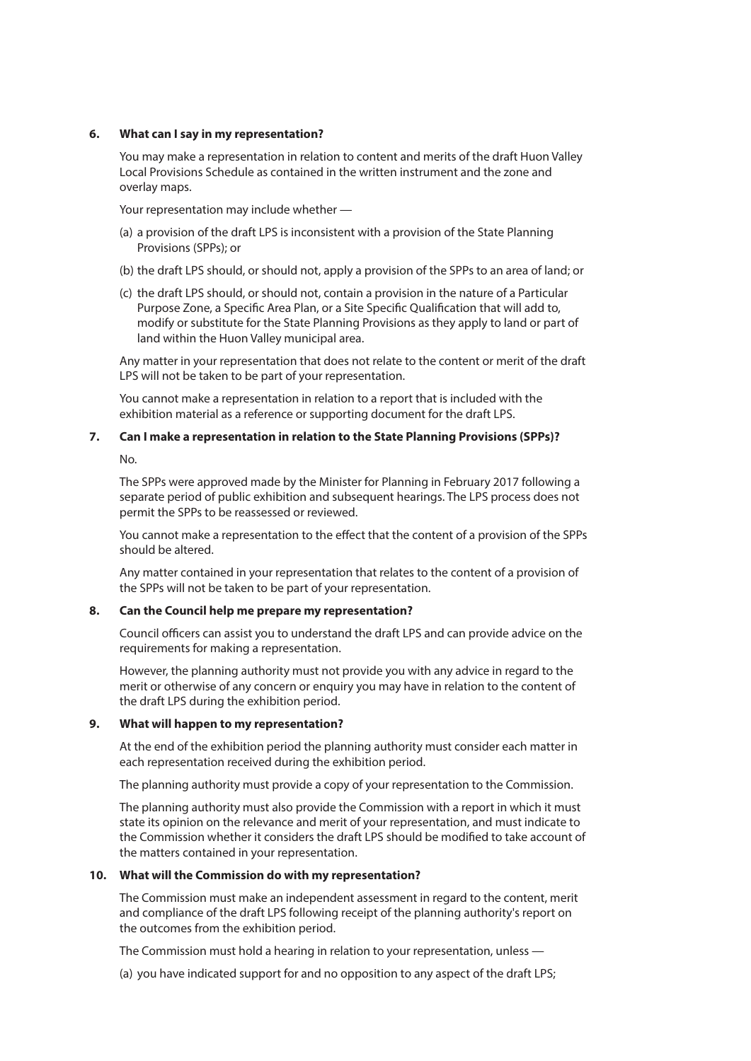### 6. What can I say in my representation?

You may make a representation in relation to content and merits of the draft Huon Valley Local Provisions Schedule as contained in the written instrument and the zone and overlay maps.

Your representation may include whether —

(a) a provision of the draft LPS is inconsistent with a provision of the State Planning Provisions (SPPs); or

(b) the draft LPS should, or should not, apply a provision of the SPPs to an area of land; or

(c) the draft LPS should, or should not, contain a provision in the nature of a Particular Purpose Zone, a Specific Area Plan, or a Site Specific Qualification that will add to, modify or substitute for the State Planning Provisions as they apply to land or part of land within the Huon Valley municipal area.

Any matter in your representation that does not relate to the content or merit of the draft LPS will not be taken to be part of your representation.

You cannot make a representation in relation to a report that is included with the exhibition material as a reference or supporting document for the draft LPS.

### 7. Can I make a representation in relation to the State Planning Provisions (SPPs)?

No.

The SPPs were approved made by the Minister for Planning in February 2017 following a separate period of public exhibition and subsequent hearings. The LPS process does not permit the SPPs to be reassessed or reviewed.

You cannot make a representation to the effect that the content of a provision of the SPPs should be altered.

Any matter contained in your representation that relates to the content of a provision of the SPPs will not be taken to be part of your representation.

### 8. Can the Council help me prepare my representation?

Council officers can assist you to understand the draft LPS and can provide advice on the requirements for making a representation.

However, the planning authority must not provide you with any advice in regard to the merit or otherwise of any concern or enquiry you may have in relation to the content of the draft LPS during the exhibition period.

### 9. What will happen to my representation?

At the end of the exhibition period the planning authority must consider each matter in each representation received during the exhibition period.

The planning authority must provide a copy of your representation to the Commission.

The planning authority must also provide the Commission with a report in which it must state its opinion on the relevance and merit of your representation, and must indicate to the Commission whether it considers the draft LPS should be modified to take account of the matters contained in your representation.

### 10. What will the Commission do with my representation?

The Commission must make an independent assessment in regard to the content, merit and compliance of the draft LPS following receipt of the planning authority's report on the outcomes from the exhibition period.

The Commission must hold a hearing in relation to your representation, unless —

(a) you have indicated support for and no opposition to any aspect of the draft LPS;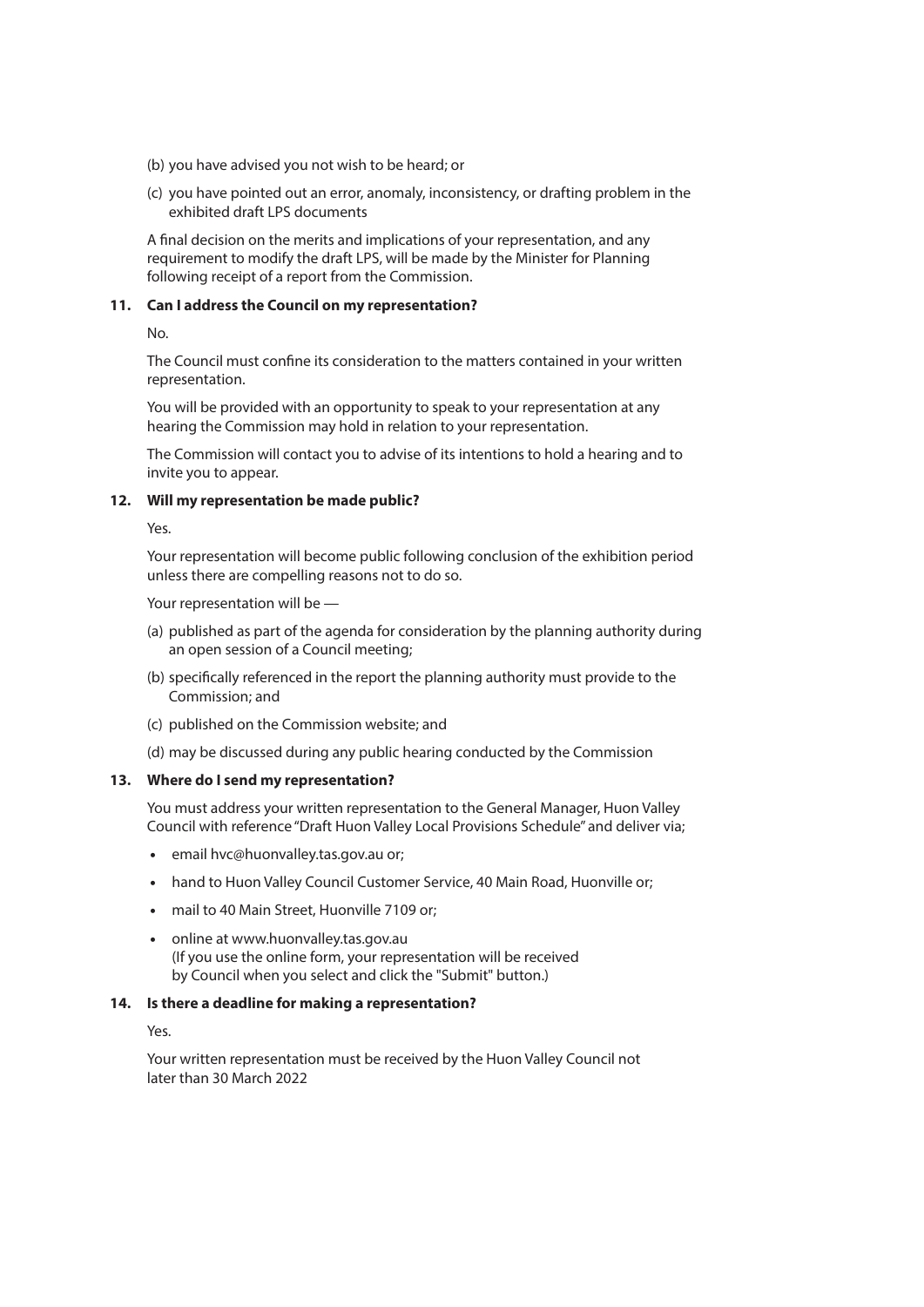(b) you have advised you not wish to be heard; or

(c) you have pointed out an error, anomaly, inconsistency, or drafting problem in the exhibited draft LPS documents

A final decision on the merits and implications of your representation, and any requirement to modify the draft LPS, will be made by the Minister for Planning following receipt of a report from the Commission.

**11. Can I address the Council on my representation?**

No.

The Council must confine its consideration to the matters contained in your written representation.

You will be provided with an opportunity to speak to your representation at any hearing the Commission may hold in relation to your representation.

The Commission will contact you to advise of its intentions to hold a hearing and to invite you to appear.

**12. Will my representation be made public?**

Yes.

Your representation will become public following conclusion of the exhibition period unless there are compelling reasons not to do so.

Your representation will be —

(a) published as part of the agenda for consideration by the planning authority during an open session of a Council meeting;

(b) specifically referenced in the report the planning authority must provide to the Commission; and

(c) published on the Commission website; and

(d) may be discussed during any public hearing conducted by the Commission

**13. Where do I send my representation?**

You must address your written representation to the General Manager, Huon Valley Council with reference "Draft Huon Valley Local Provisions Schedule" and deliver via;

- email hvc@huonvalley.tas.gov.au or;
- hand to Huon Valley Council Customer Service, 40 Main Road, Huonville or;
- mail to 40 Main Street, Huonville 7109 or;
- online at www.huonvalley.tas.gov.au
  (If you use the online form, your representation will be received by Council when you select and click the "Submit" button.)

**14. Is there a deadline for making a representation?**

Yes.

Your written representation must be received by the Huon Valley Council not later than 30 March 2022